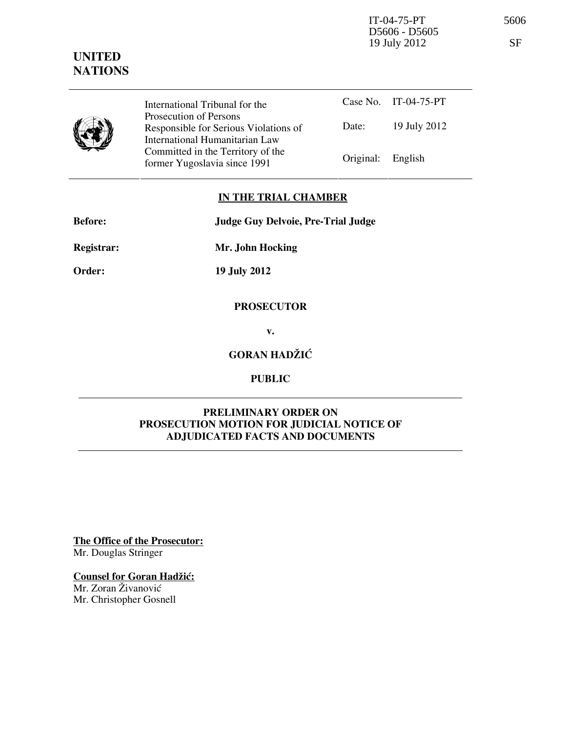IT-04-75-PT
D5606 - D5605
19 July 2012

5606

SF

**UNITED NATIONS**

| International Tribunal for the Prosecution of Persons Responsible for Serious Violations of International Humanitarian Law Committed in the Territory of the former Yugoslavia since 1991 | Case No. | IT-04-75-PT |
|---|---|---|
| | Date: | 19 July 2012 |
| | Original: | English |

**IN THE TRIAL CHAMBER**

**Before:** **Judge Guy Delvoie, Pre-Trial Judge**

**Registrar:** **Mr. John Hocking**

**Order:** **19 July 2012**

**PROSECUTOR**

**v.**

**GORAN HADŽIĆ**

**PUBLIC**

**PRELIMINARY ORDER ON PROSECUTION MOTION FOR JUDICIAL NOTICE OF ADJUDICATED FACTS AND DOCUMENTS**

**The Office of the Prosecutor:**
Mr. Douglas Stringer

**Counsel for Goran Hadžić:**
Mr. Zoran Živanović
Mr. Christopher Gosnell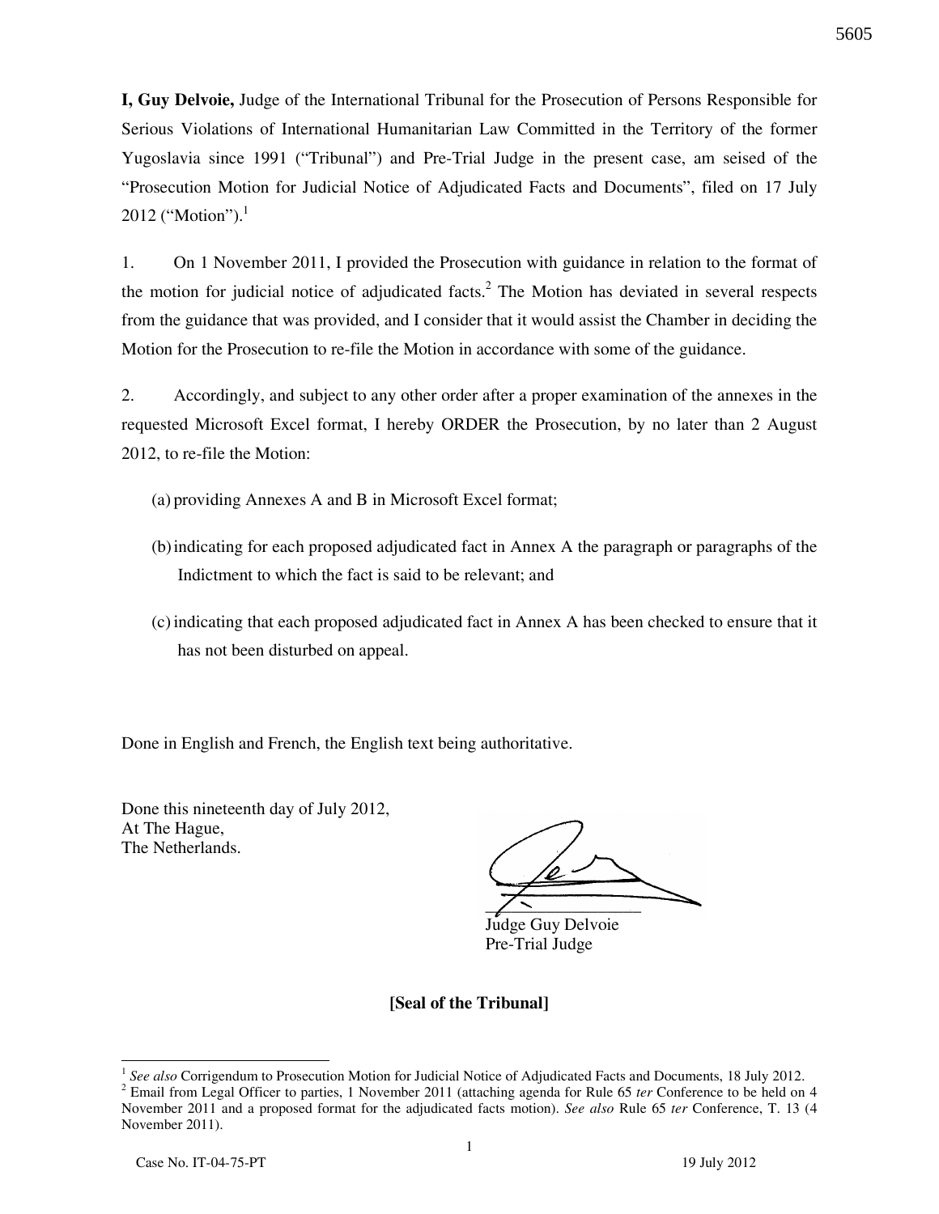**I, Guy Delvoie,** Judge of the International Tribunal for the Prosecution of Persons Responsible for Serious Violations of International Humanitarian Law Committed in the Territory of the former Yugoslavia since 1991 ("Tribunal") and Pre-Trial Judge in the present case, am seised of the "Prosecution Motion for Judicial Notice of Adjudicated Facts and Documents", filed on 17 July 2012 ("Motion").[1]

1. On 1 November 2011, I provided the Prosecution with guidance in relation to the format of the motion for judicial notice of adjudicated facts.[2] The Motion has deviated in several respects from the guidance that was provided, and I consider that it would assist the Chamber in deciding the Motion for the Prosecution to re-file the Motion in accordance with some of the guidance.

2. Accordingly, and subject to any other order after a proper examination of the annexes in the requested Microsoft Excel format, I hereby ORDER the Prosecution, by no later than 2 August 2012, to re-file the Motion:

(a) providing Annexes A and B in Microsoft Excel format;

(b) indicating for each proposed adjudicated fact in Annex A the paragraph or paragraphs of the Indictment to which the fact is said to be relevant; and

(c) indicating that each proposed adjudicated fact in Annex A has been checked to ensure that it has not been disturbed on appeal.

Done in English and French, the English text being authoritative.

Done this nineteenth day of July 2012,
At The Hague,
The Netherlands.

Judge Guy Delvoie
Pre-Trial Judge

**[Seal of the Tribunal]**

[1] *See also* Corrigendum to Prosecution Motion for Judicial Notice of Adjudicated Facts and Documents, 18 July 2012.

[2] Email from Legal Officer to parties, 1 November 2011 (attaching agenda for Rule 65 *ter* Conference to be held on 4 November 2011 and a proposed format for the adjudicated facts motion). *See also* Rule 65 *ter* Conference, T. 13 (4 November 2011).